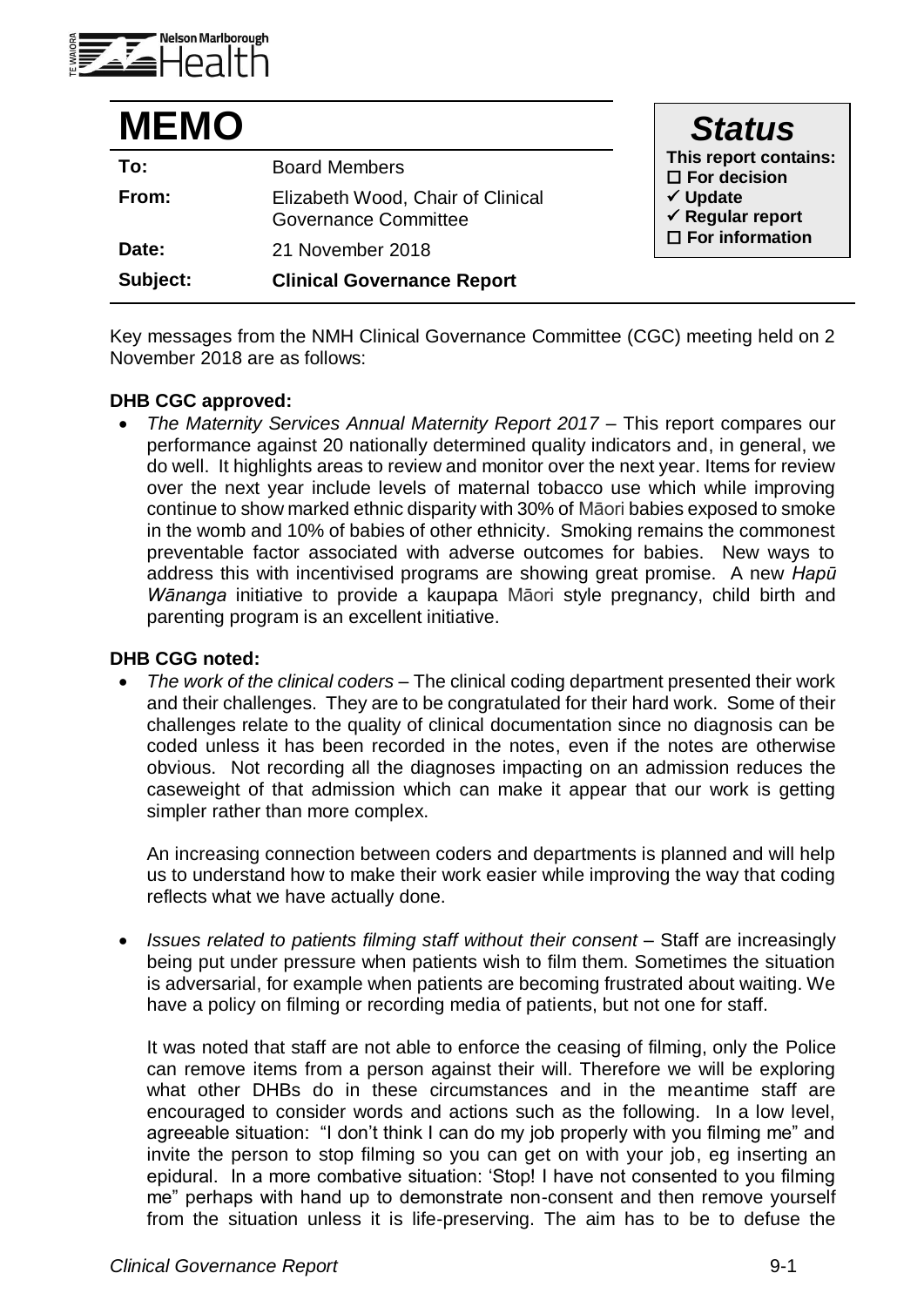# MEMO

| | |
|---|---|
| **To:** | Board Members |
| **From:** | Elizabeth Wood, Chair of Clinical Governance Committee |
| **Date:** | 21 November 2018 |
| **Subject:** | **Clinical Governance Report** |

## *Status*

**This report contains:**

- ☐ **For decision**
- ✓ **Update**
- ✓ **Regular report**
- ☐ **For information**

Key messages from the NMH Clinical Governance Committee (CGC) meeting held on 2 November 2018 are as follows:

**DHB CGC approved:**

- *The Maternity Services Annual Maternity Report 2017* – This report compares our performance against 20 nationally determined quality indicators and, in general, we do well. It highlights areas to review and monitor over the next year. Items for review over the next year include levels of maternal tobacco use which while improving continue to show marked ethnic disparity with 30% of Māori babies exposed to smoke in the womb and 10% of babies of other ethnicity. Smoking remains the commonest preventable factor associated with adverse outcomes for babies. New ways to address this with incentivised programs are showing great promise. A new *Hapū Wānanga* initiative to provide a kaupapa Māori style pregnancy, child birth and parenting program is an excellent initiative.

**DHB CGG noted:**

- *The work of the clinical coders* – The clinical coding department presented their work and their challenges. They are to be congratulated for their hard work. Some of their challenges relate to the quality of clinical documentation since no diagnosis can be coded unless it has been recorded in the notes, even if the notes are otherwise obvious. Not recording all the diagnoses impacting on an admission reduces the caseweight of that admission which can make it appear that our work is getting simpler rather than more complex.

  An increasing connection between coders and departments is planned and will help us to understand how to make their work easier while improving the way that coding reflects what we have actually done.

- *Issues related to patients filming staff without their consent* – Staff are increasingly being put under pressure when patients wish to film them. Sometimes the situation is adversarial, for example when patients are becoming frustrated about waiting. We have a policy on filming or recording media of patients, but not one for staff.

  It was noted that staff are not able to enforce the ceasing of filming, only the Police can remove items from a person against their will. Therefore we will be exploring what other DHBs do in these circumstances and in the meantime staff are encouraged to consider words and actions such as the following. In a low level, agreeable situation: "I don't think I can do my job properly with you filming me" and invite the person to stop filming so you can get on with your job, eg inserting an epidural. In a more combative situation: 'Stop! I have not consented to you filming me" perhaps with hand up to demonstrate non-consent and then remove yourself from the situation unless it is life-preserving. The aim has to be to defuse the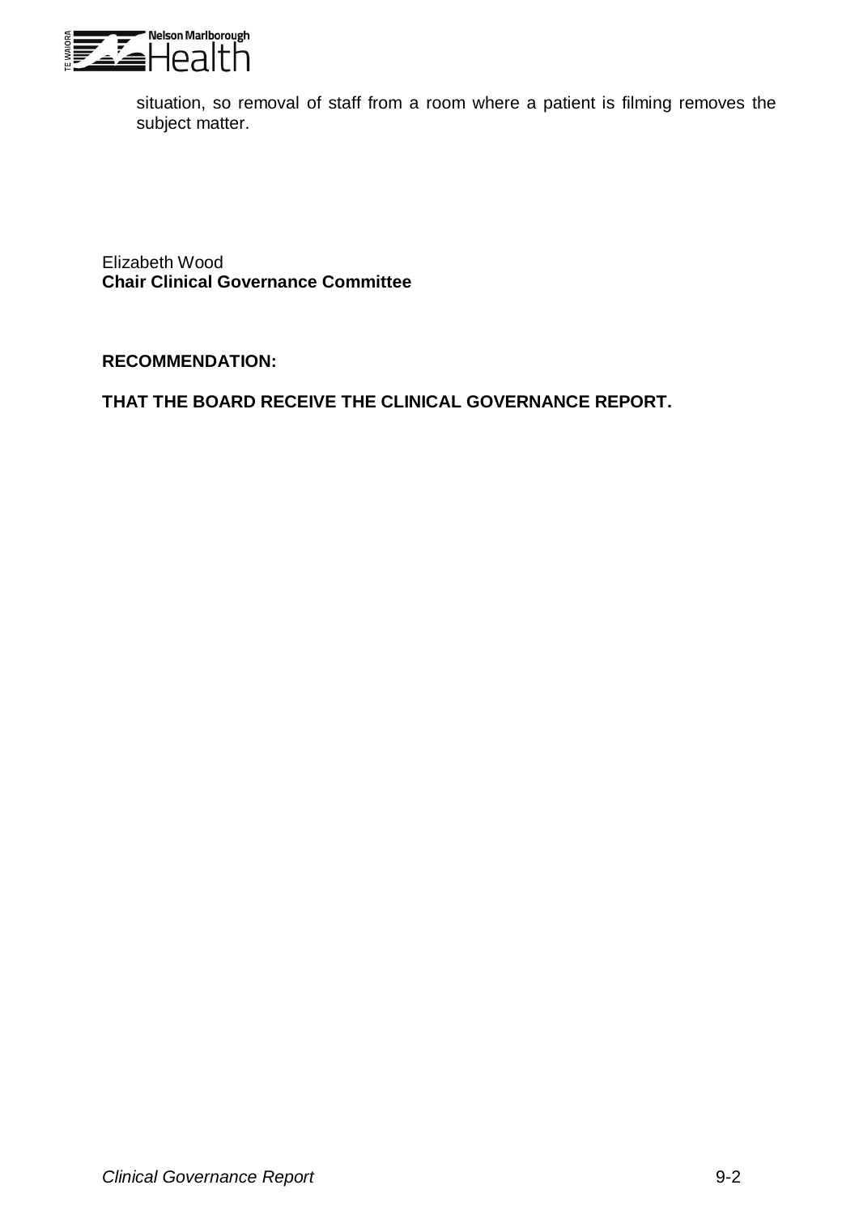situation, so removal of staff from a room where a patient is filming removes the subject matter.

Elizabeth Wood
**Chair Clinical Governance Committee**

**RECOMMENDATION:**

**THAT THE BOARD RECEIVE THE CLINICAL GOVERNANCE REPORT.**